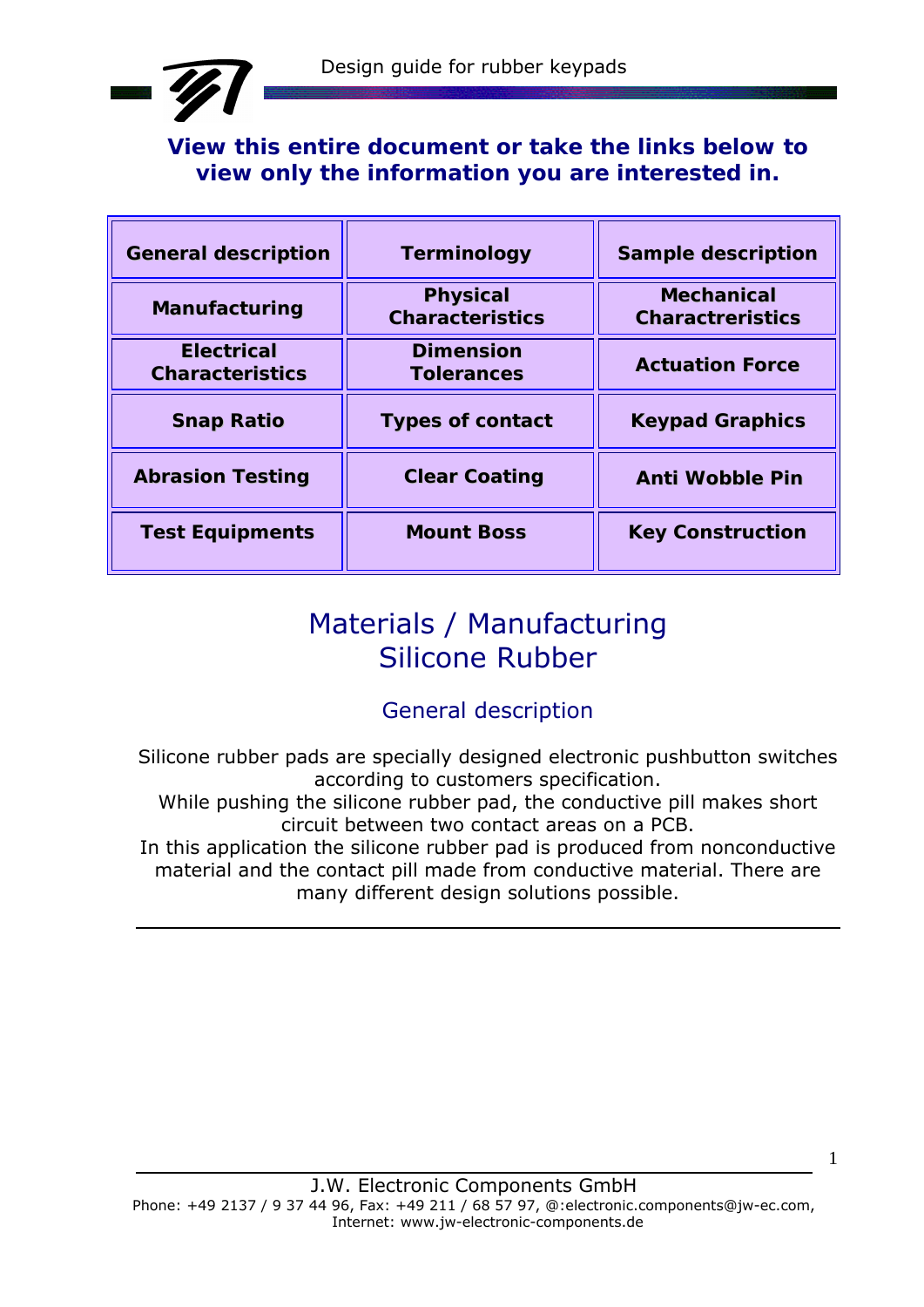**View this entire document or take the links below to view only the information you are interested in.**

| General description | Terminology | Sample description |
|---|---|---|
| Manufacturing | Physical Characteristics | Mechanical Charactreristics |
| Electrical Characteristics | Dimension Tolerances | Actuation Force |
| Snap Ratio | Types of contact | Keypad Graphics |
| Abrasion Testing | Clear Coating | Anti Wobble Pin |
| Test Equipments | Mount Boss | Key Construction |

# Materials / Manufacturing
# Silicone Rubber

## General description

Silicone rubber pads are specially designed electronic pushbutton switches according to customers specification.
While pushing the silicone rubber pad, the conductive pill makes short circuit between two contact areas on a PCB.
In this application the silicone rubber pad is produced from nonconductive material and the contact pill made from conductive material. There are many different design solutions possible.

---

J.W. Electronic Components GmbH
Phone: +49 2137 / 9 37 44 96, Fax: +49 211 / 68 57 97, @:electronic.components@jw-ec.com,
Internet: www.jw-electronic-components.de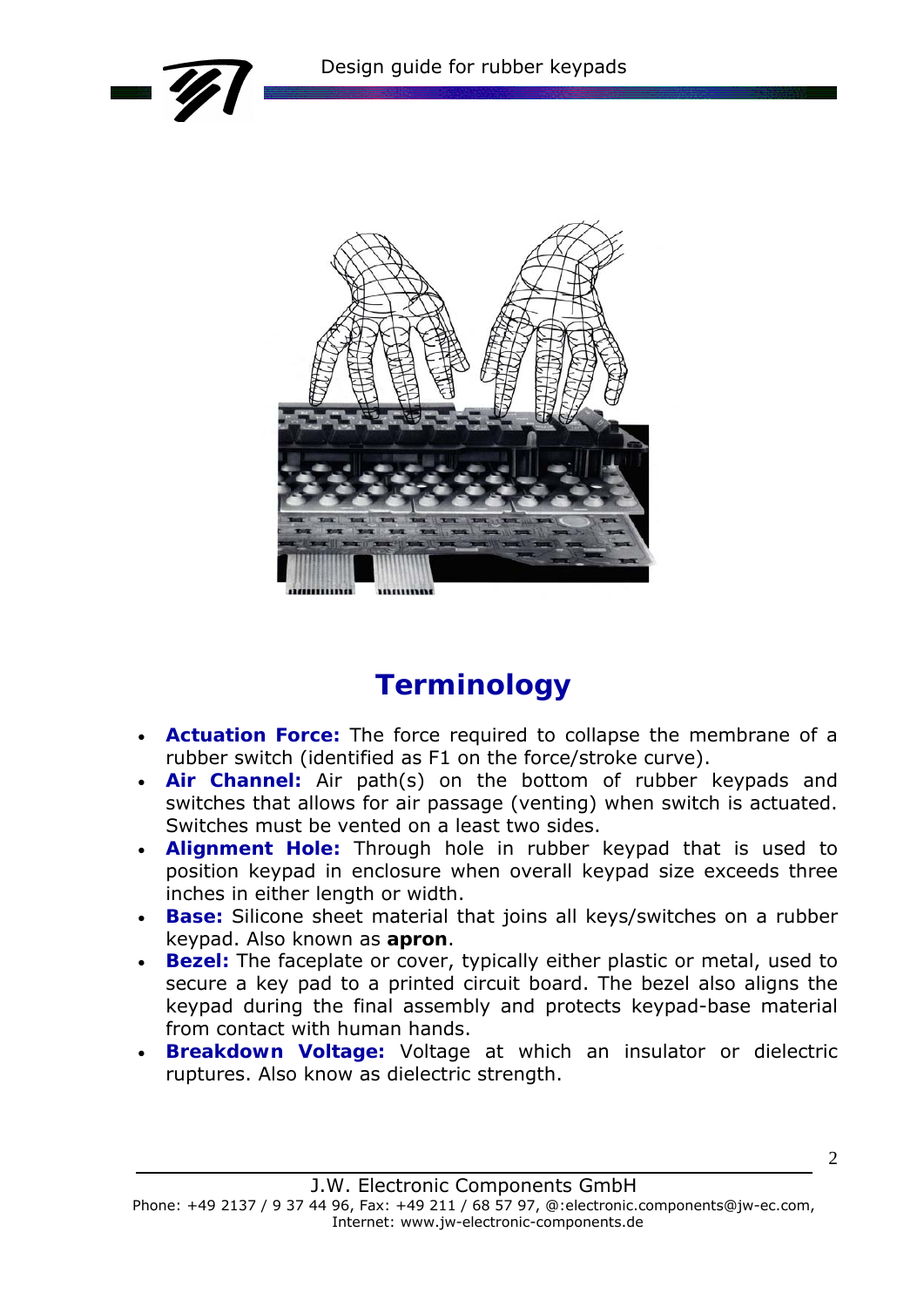# Terminology

- **Actuation Force:** The force required to collapse the membrane of a rubber switch (identified as F1 on the force/stroke curve).
- **Air Channel:** Air path(s) on the bottom of rubber keypads and switches that allows for air passage (venting) when switch is actuated. Switches must be vented on a least two sides.
- **Alignment Hole:** Through hole in rubber keypad that is used to position keypad in enclosure when overall keypad size exceeds three inches in either length or width.
- **Base:** Silicone sheet material that joins all keys/switches on a rubber keypad. Also known as **apron**.
- **Bezel:** The faceplate or cover, typically either plastic or metal, used to secure a key pad to a printed circuit board. The bezel also aligns the keypad during the final assembly and protects keypad-base material from contact with human hands.
- **Breakdown Voltage:** Voltage at which an insulator or dielectric ruptures. Also know as dielectric strength.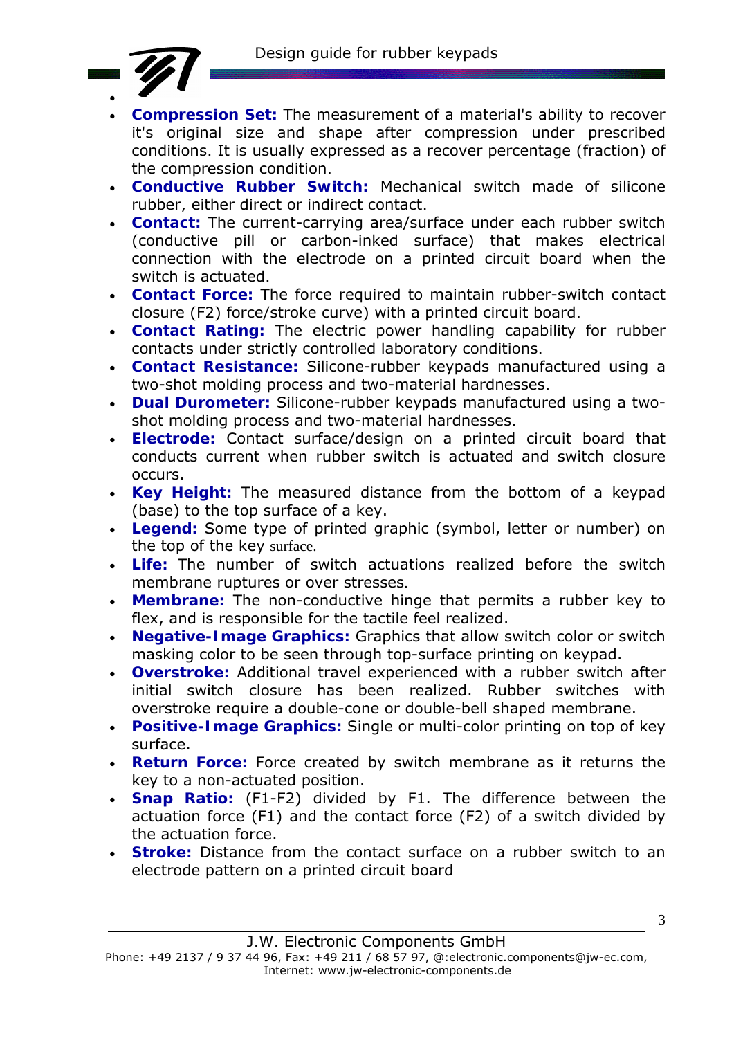- **Compression Set:** The measurement of a material's ability to recover it's original size and shape after compression under prescribed conditions. It is usually expressed as a recover percentage (fraction) of the compression condition.
- **Conductive Rubber Switch:** Mechanical switch made of silicone rubber, either direct or indirect contact.
- **Contact:** The current-carrying area/surface under each rubber switch (conductive pill or carbon-inked surface) that makes electrical connection with the electrode on a printed circuit board when the switch is actuated.
- **Contact Force:** The force required to maintain rubber-switch contact closure (F2) force/stroke curve) with a printed circuit board.
- **Contact Rating:** The electric power handling capability for rubber contacts under strictly controlled laboratory conditions.
- **Contact Resistance:** Silicone-rubber keypads manufactured using a two-shot molding process and two-material hardnesses.
- **Dual Durometer:** Silicone-rubber keypads manufactured using a two-shot molding process and two-material hardnesses.
- **Electrode:** Contact surface/design on a printed circuit board that conducts current when rubber switch is actuated and switch closure occurs.
- **Key Height:** The measured distance from the bottom of a keypad (base) to the top surface of a key.
- **Legend:** Some type of printed graphic (symbol, letter or number) on the top of the key surface.
- **Life:** The number of switch actuations realized before the switch membrane ruptures or over stresses.
- **Membrane:** The non-conductive hinge that permits a rubber key to flex, and is responsible for the tactile feel realized.
- **Negative-Image Graphics:** Graphics that allow switch color or switch masking color to be seen through top-surface printing on keypad.
- **Overstroke:** Additional travel experienced with a rubber switch after initial switch closure has been realized. Rubber switches with overstroke require a double-cone or double-bell shaped membrane.
- **Positive-Image Graphics:** Single or multi-color printing on top of key surface.
- **Return Force:** Force created by switch membrane as it returns the key to a non-actuated position.
- **Snap Ratio:** (F1-F2) divided by F1. The difference between the actuation force (F1) and the contact force (F2) of a switch divided by the actuation force.
- **Stroke:** Distance from the contact surface on a rubber switch to an electrode pattern on a printed circuit board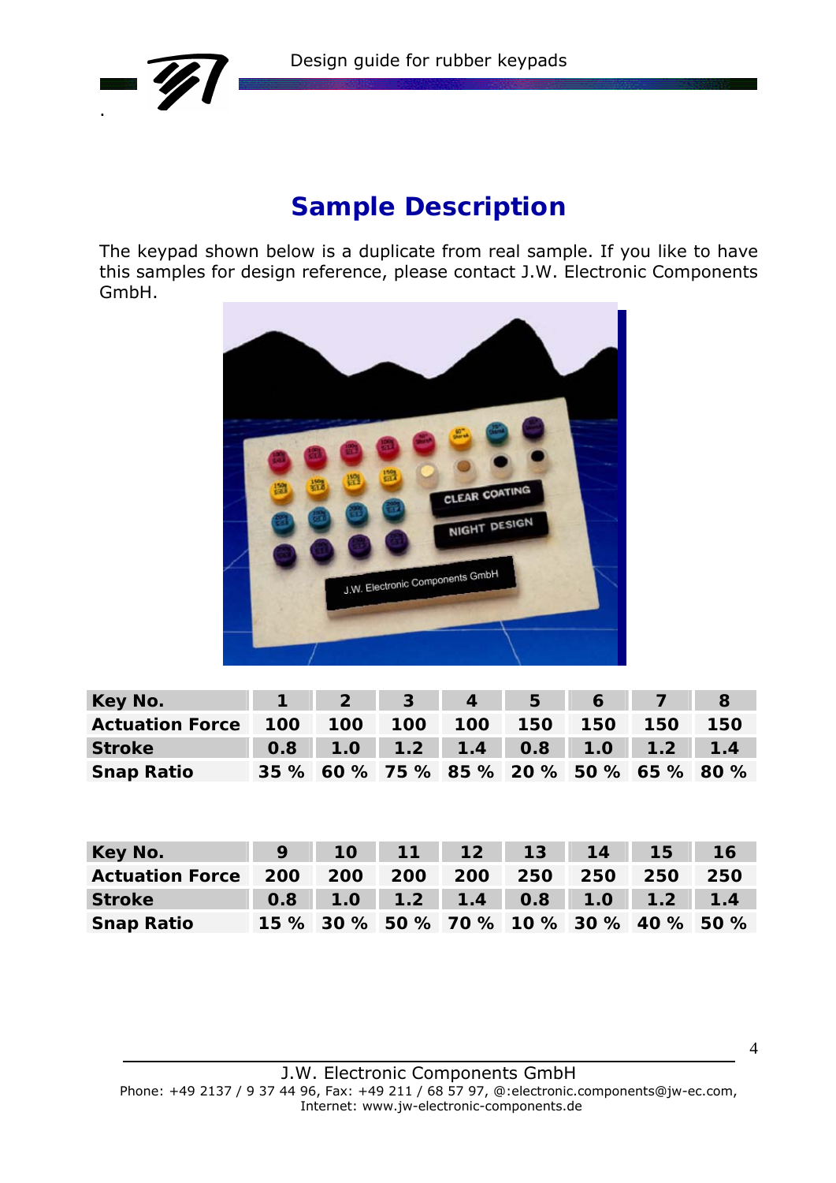# Sample Description

The keypad shown below is a duplicate from real sample. If you like to have this samples for design reference, please contact J.W. Electronic Components GmbH.

| Key No. | 1 | 2 | 3 | 4 | 5 | 6 | 7 | 8 |
|---|---|---|---|---|---|---|---|---|
| Actuation Force | 100 | 100 | 100 | 100 | 150 | 150 | 150 | 150 |
| Stroke | 0.8 | 1.0 | 1.2 | 1.4 | 0.8 | 1.0 | 1.2 | 1.4 |
| Snap Ratio | 35 % | 60 % | 75 % | 85 % | 20 % | 50 % | 65 % | 80 % |

| Key No. | 9 | 10 | 11 | 12 | 13 | 14 | 15 | 16 |
|---|---|---|---|---|---|---|---|---|
| Actuation Force | 200 | 200 | 200 | 200 | 250 | 250 | 250 | 250 |
| Stroke | 0.8 | 1.0 | 1.2 | 1.4 | 0.8 | 1.0 | 1.2 | 1.4 |
| Snap Ratio | 15 % | 30 % | 50 % | 70 % | 10 % | 30 % | 40 % | 50 % |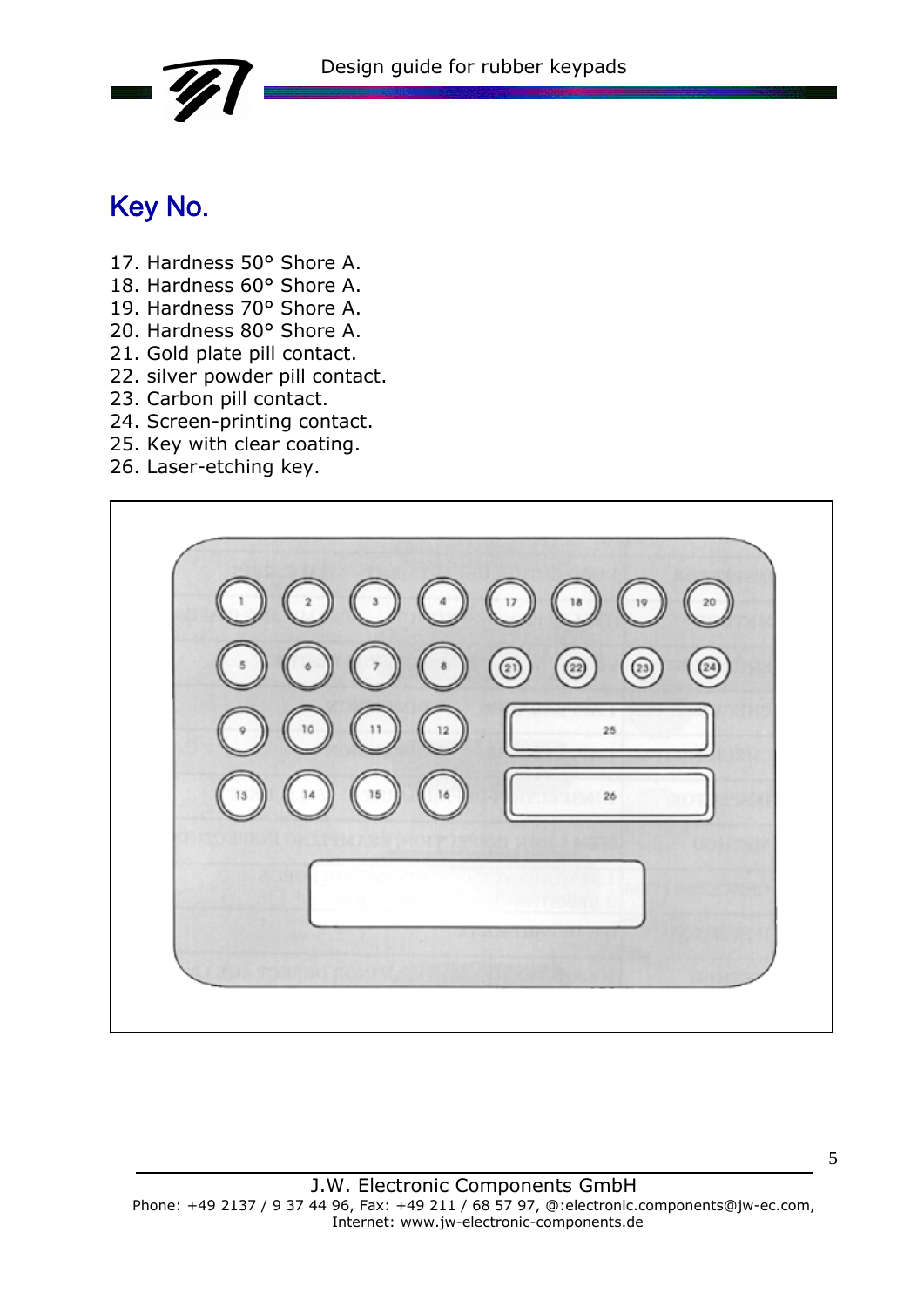## Key No.

17. Hardness 50° Shore A.
18. Hardness 60° Shore A.
19. Hardness 70° Shore A.
20. Hardness 80° Shore A.
21. Gold plate pill contact.
22. silver powder pill contact.
23. Carbon pill contact.
24. Screen-printing contact.
25. Key with clear coating.
26. Laser-etching key.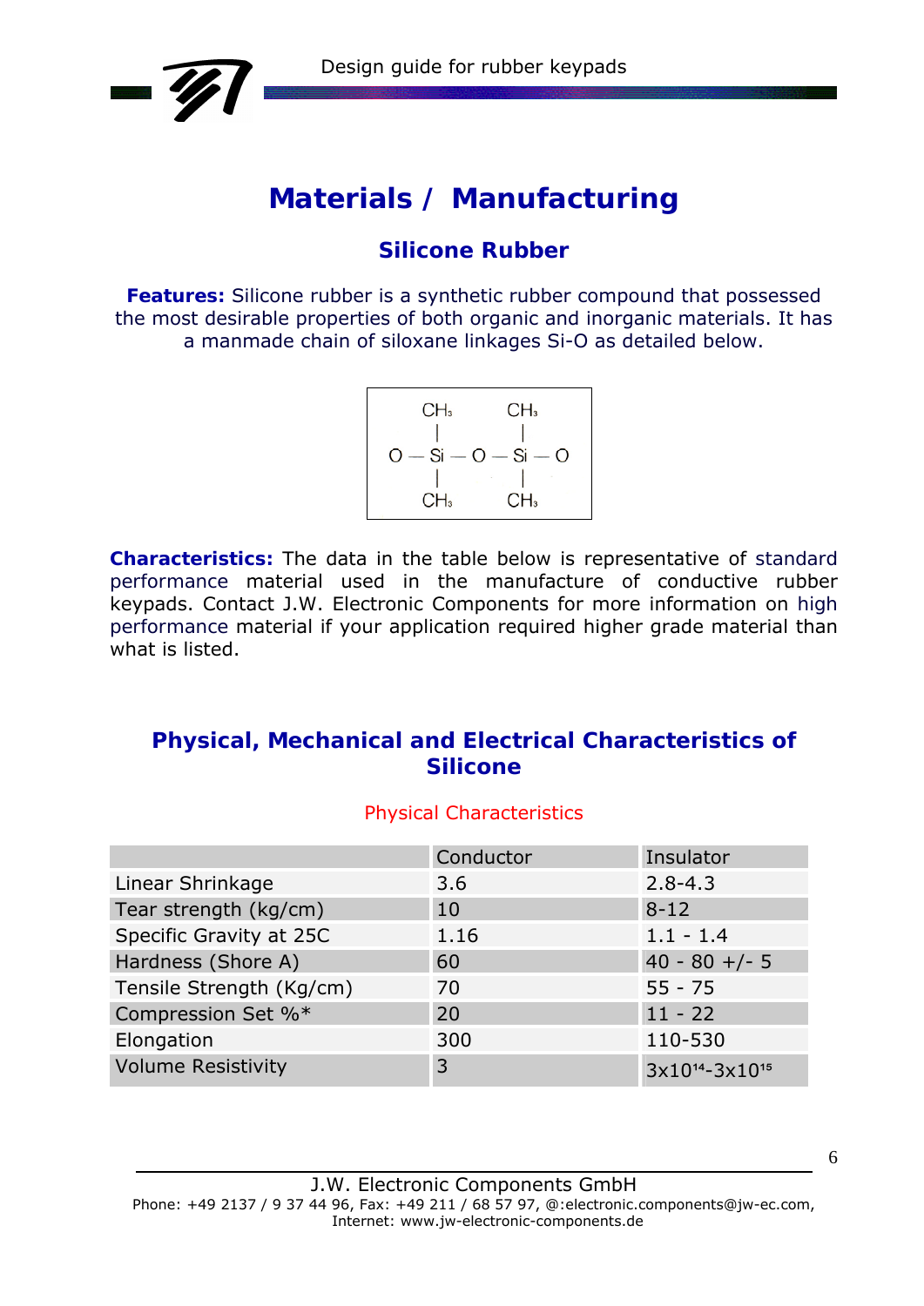# Materials / Manufacturing

## Silicone Rubber

**Features:** Silicone rubber is a synthetic rubber compound that possessed the most desirable properties of both organic and inorganic materials. It has a manmade chain of siloxane linkages Si-O as detailed below.

```
    CH3        CH3
     |          |
O — Si — O — Si — O
     |          |
    CH3        CH3
```

**Characteristics:** The data in the table below is representative of standard performance material used in the manufacture of conductive rubber keypads. Contact J.W. Electronic Components for more information on high performance material if your application required higher grade material than what is listed.

### Physical, Mechanical and Electrical Characteristics of Silicone

Physical Characteristics

| | Conductor | Insulator |
|---|---|---|
| Linear Shrinkage | 3.6 | 2.8-4.3 |
| Tear strength (kg/cm) | 10 | 8-12 |
| Specific Gravity at 25C | 1.16 | 1.1 - 1.4 |
| Hardness (Shore A) | 60 | 40 - 80 +/- 5 |
| Tensile Strength (Kg/cm) | 70 | 55 - 75 |
| Compression Set %* | 20 | 11 - 22 |
| Elongation | 300 | 110-530 |
| Volume Resistivity | 3 | $3x10^{14}$-$3x10^{15}$ |

J.W. Electronic Components GmbH
Phone: +49 2137 / 9 37 44 96, Fax: +49 211 / 68 57 97, @:electronic.components@jw-ec.com,
Internet: www.jw-electronic-components.de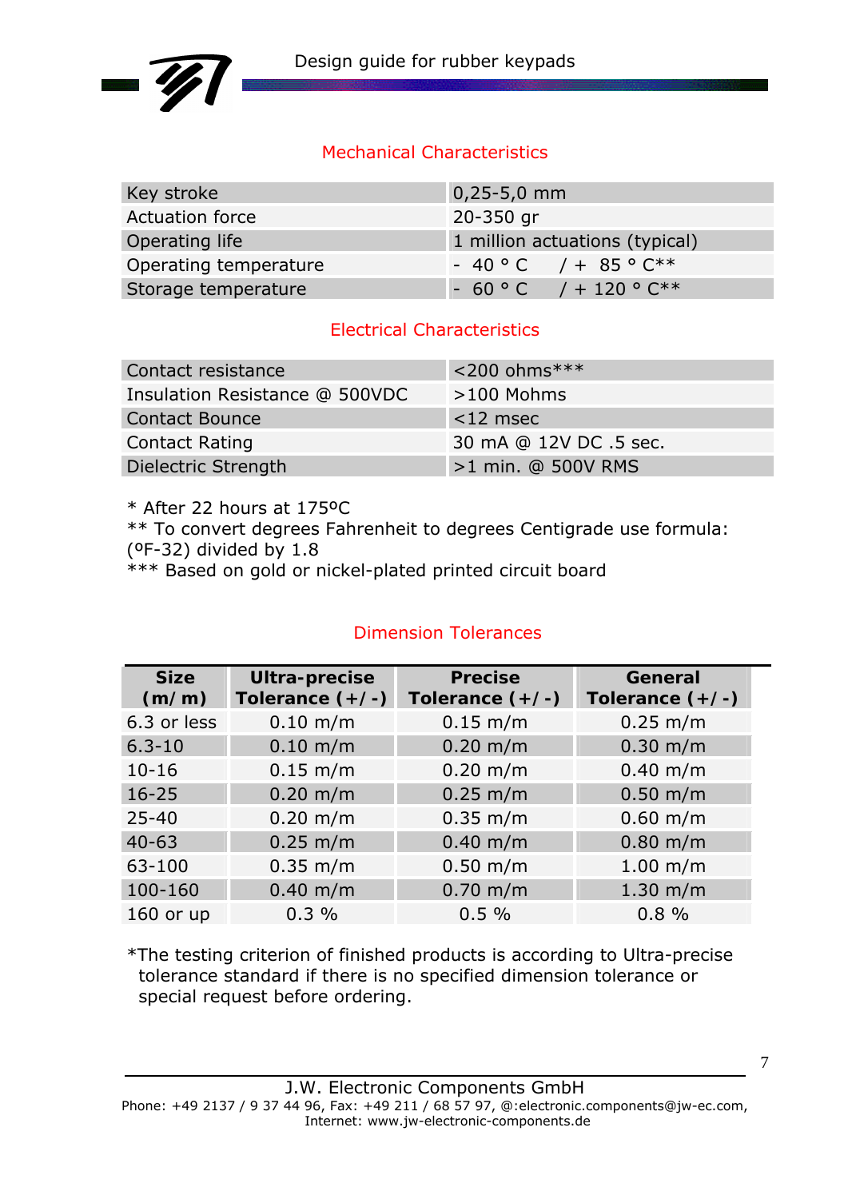## Mechanical Characteristics

| | |
|---|---|
| Key stroke | 0,25-5,0 mm |
| Actuation force | 20-350 gr |
| Operating life | 1 million actuations (typical) |
| Operating temperature | - 40 ° C / + 85 ° C** |
| Storage temperature | - 60 ° C / + 120 ° C** |

## Electrical Characteristics

| | |
|---|---|
| Contact resistance | <200 ohms*** |
| Insulation Resistance @ 500VDC | >100 Mohms |
| Contact Bounce | <12 msec |
| Contact Rating | 30 mA @ 12V DC .5 sec. |
| Dielectric Strength | >1 min. @ 500V RMS |

\* After 22 hours at 175ºC
** To convert degrees Fahrenheit to degrees Centigrade use formula: (ºF-32) divided by 1.8
*** Based on gold or nickel-plated printed circuit board

## Dimension Tolerances

| Size (m/m) | Ultra-precise Tolerance (+/-) | Precise Tolerance (+/-) | General Tolerance (+/-) |
|---|---|---|---|
| 6.3 or less | 0.10 m/m | 0.15 m/m | 0.25 m/m |
| 6.3-10 | 0.10 m/m | 0.20 m/m | 0.30 m/m |
| 10-16 | 0.15 m/m | 0.20 m/m | 0.40 m/m |
| 16-25 | 0.20 m/m | 0.25 m/m | 0.50 m/m |
| 25-40 | 0.20 m/m | 0.35 m/m | 0.60 m/m |
| 40-63 | 0.25 m/m | 0.40 m/m | 0.80 m/m |
| 63-100 | 0.35 m/m | 0.50 m/m | 1.00 m/m |
| 100-160 | 0.40 m/m | 0.70 m/m | 1.30 m/m |
| 160 or up | 0.3 % | 0.5 % | 0.8 % |

*The testing criterion of finished products is according to Ultra-precise tolerance standard if there is no specified dimension tolerance or special request before ordering.

J.W. Electronic Components GmbH
Phone: +49 2137 / 9 37 44 96, Fax: +49 211 / 68 57 97, @:electronic.components@jw-ec.com, Internet: www.jw-electronic-components.de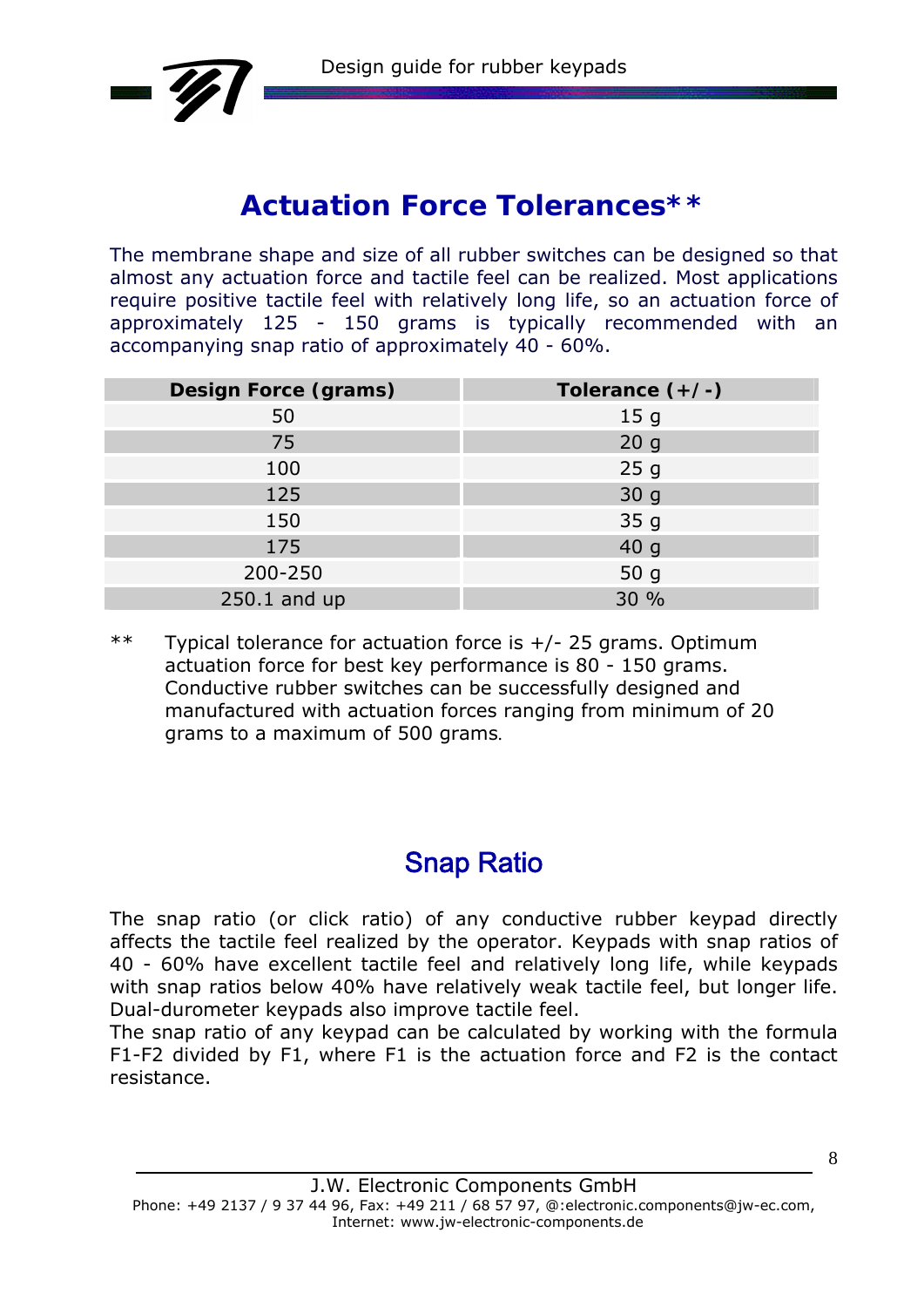## Actuation Force Tolerances**

The membrane shape and size of all rubber switches can be designed so that almost any actuation force and tactile feel can be realized. Most applications require positive tactile feel with relatively long life, so an actuation force of approximately 125 - 150 grams is typically recommended with an accompanying snap ratio of approximately 40 - 60%.

| Design Force (grams) | Tolerance (+/-) |
|---|---|
| 50 | 15 g |
| 75 | 20 g |
| 100 | 25 g |
| 125 | 30 g |
| 150 | 35 g |
| 175 | 40 g |
| 200-250 | 50 g |
| 250.1 and up | 30 % |

** Typical tolerance for actuation force is +/- 25 grams. Optimum actuation force for best key performance is 80 - 150 grams. Conductive rubber switches can be successfully designed and manufactured with actuation forces ranging from minimum of 20 grams to a maximum of 500 grams.

## Snap Ratio

The snap ratio (or click ratio) of any conductive rubber keypad directly affects the tactile feel realized by the operator. Keypads with snap ratios of 40 - 60% have excellent tactile feel and relatively long life, while keypads with snap ratios below 40% have relatively weak tactile feel, but longer life. Dual-durometer keypads also improve tactile feel.

The snap ratio of any keypad can be calculated by working with the formula F1-F2 divided by F1, where F1 is the actuation force and F2 is the contact resistance.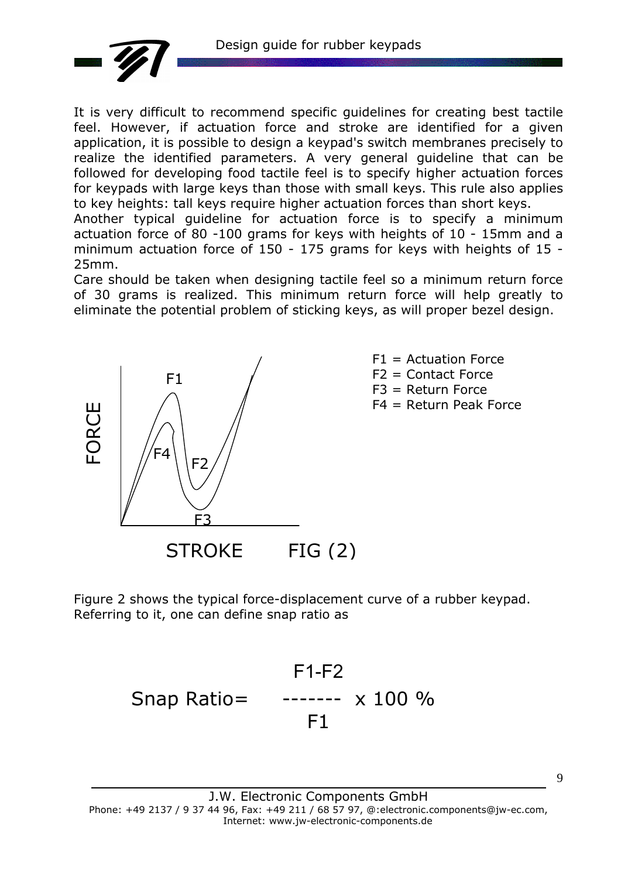It is very difficult to recommend specific guidelines for creating best tactile feel. However, if actuation force and stroke are identified for a given application, it is possible to design a keypad's switch membranes precisely to realize the identified parameters. A very general guideline that can be followed for developing food tactile feel is to specify higher actuation forces for keypads with large keys than those with small keys. This rule also applies to key heights: tall keys require higher actuation forces than short keys.
Another typical guideline for actuation force is to specify a minimum actuation force of 80 -100 grams for keys with heights of 10 - 15mm and a minimum actuation force of 150 - 175 grams for keys with heights of 15 - 25mm.
Care should be taken when designing tactile feel so a minimum return force of 30 grams is realized. This minimum return force will help greatly to eliminate the potential problem of sticking keys, as will proper bezel design.

F1 = Actuation Force
F2 = Contact Force
F3 = Return Force
F4 = Return Peak Force

FIG (2)

Figure 2 shows the typical force-displacement curve of a rubber keypad. Referring to it, one can define snap ratio as

$$\text{Snap Ratio} = \frac{F1 - F2}{F1} \times 100\ \%$$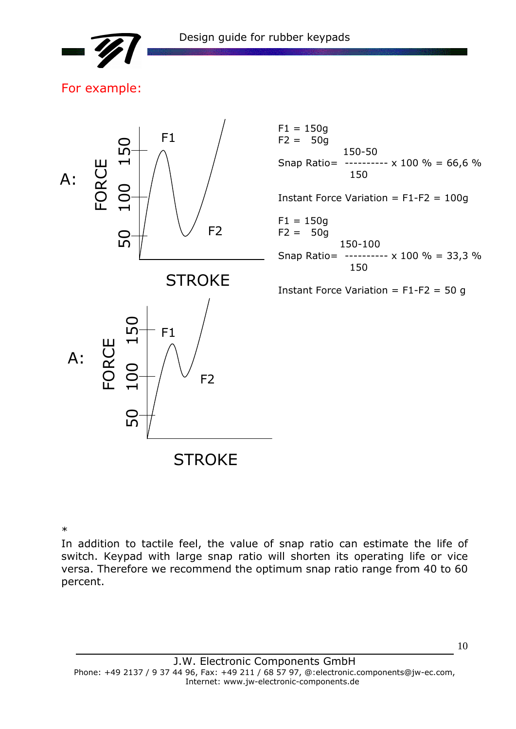For example:

A:

F1 = 150g
F2 = 50g

$$\text{Snap Ratio} = \frac{150-50}{150} \times 100\ \% = 66{,}6\ \%$$

Instant Force Variation = F1-F2 = 100g

F1 = 150g
F2 = 50g

$$\text{Snap Ratio} = \frac{150-100}{150} \times 100\ \% = 33{,}3\ \%$$

Instant Force Variation = F1-F2 = 50 g

A:

*
In addition to tactile feel, the value of snap ratio can estimate the life of switch. Keypad with large snap ratio will shorten its operating life or vice versa. Therefore we recommend the optimum snap ratio range from 40 to 60 percent.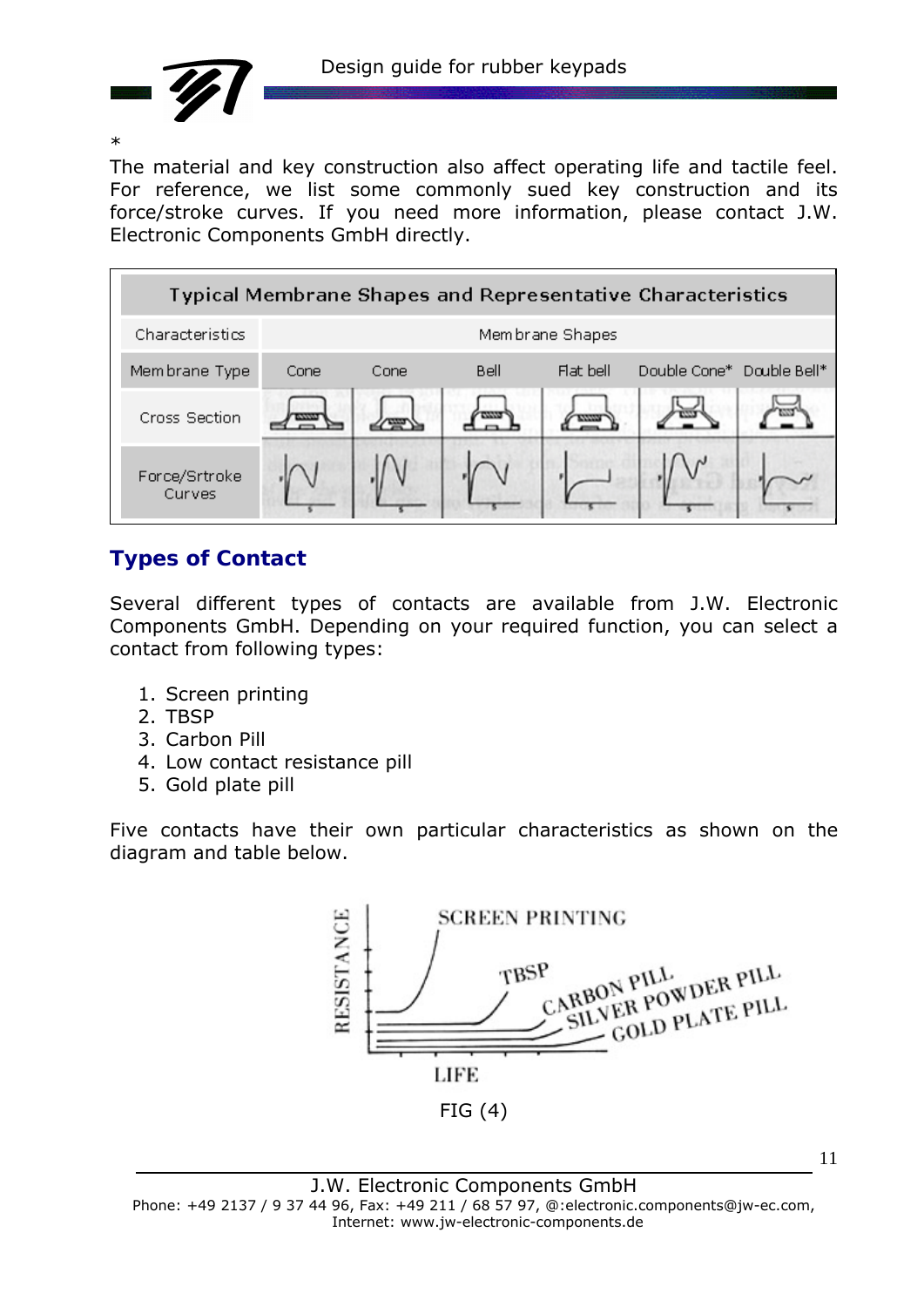*
The material and key construction also affect operating life and tactile feel. For reference, we list some commonly sued key construction and its force/stroke curves. If you need more information, please contact J.W. Electronic Components GmbH directly.

| Typical Membrane Shapes and Representative Characteristics | | | | | | |
|---|---|---|---|---|---|---|
| Characteristics | Membrane Shapes | | | | | |
| Membrane Type | Cone | Cone | Bell | Flat bell | Double Cone* | Double Bell* |
| Cross Section | | | | | | |
| Force/Srtroke Curves | | | | | | |

## Types of Contact

Several different types of contacts are available from J.W. Electronic Components GmbH. Depending on your required function, you can select a contact from following types:

1. Screen printing
2. TBSP
3. Carbon Pill
4. Low contact resistance pill
5. Gold plate pill

Five contacts have their own particular characteristics as shown on the diagram and table below.

FIG (4)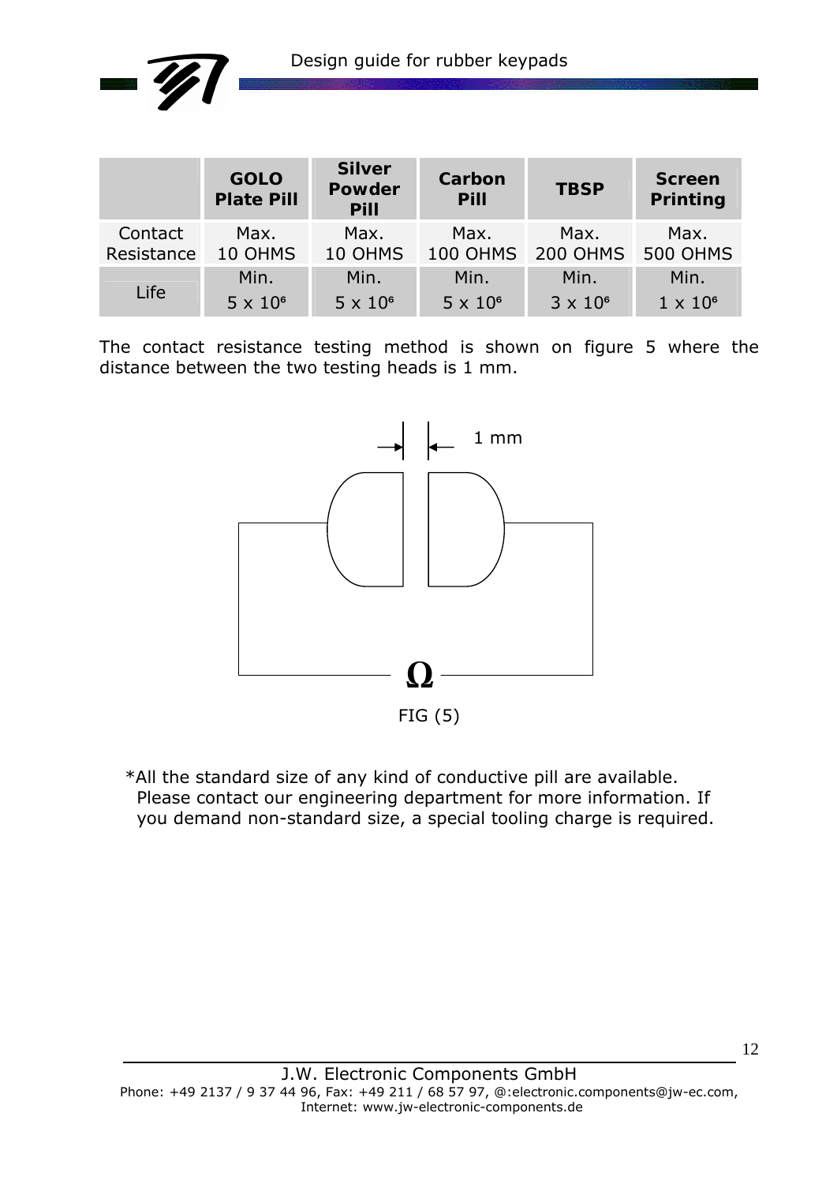| | GOLO Plate Pill | Silver Powder Pill | Carbon Pill | TBSP | Screen Printing |
|---|---|---|---|---|---|
| Contact Resistance | Max. 10 OHMS | Max. 10 OHMS | Max. 100 OHMS | Max. 200 OHMS | Max. 500 OHMS |
| Life | Min. $5 \times 10^6$ | Min. $5 \times 10^6$ | Min. $5 \times 10^6$ | Min. $3 \times 10^6$ | Min. $1 \times 10^6$ |

The contact resistance testing method is shown on figure 5 where the distance between the two testing heads is 1 mm.

FIG (5)

*All the standard size of any kind of conductive pill are available. Please contact our engineering department for more information. If you demand non-standard size, a special tooling charge is required.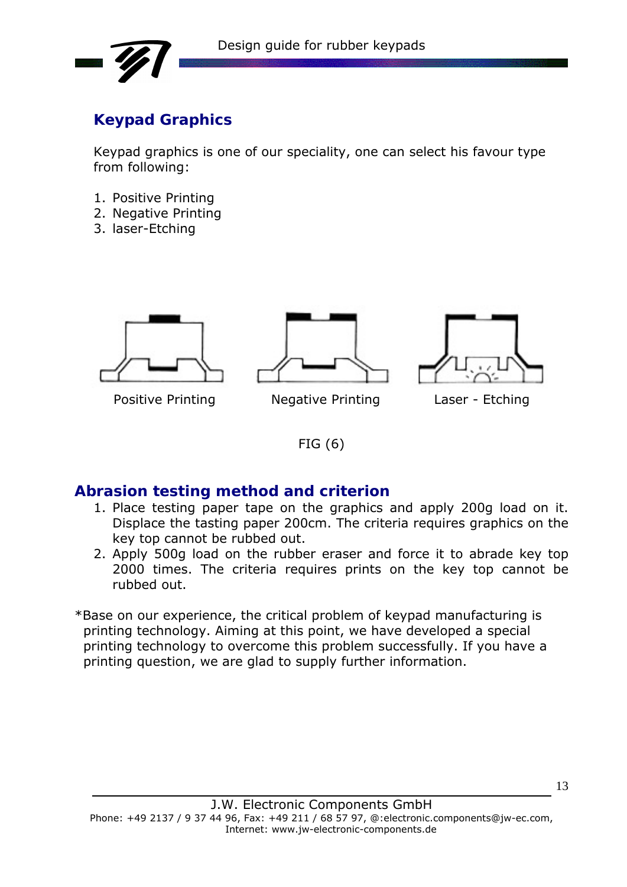## Keypad Graphics

Keypad graphics is one of our speciality, one can select his favour type from following:

1. Positive Printing
2. Negative Printing
3. laser-Etching

Positive Printing    Negative Printing    Laser - Etching

FIG (6)

## Abrasion testing method and criterion

1. Place testing paper tape on the graphics and apply 200g load on it. Displace the tasting paper 200cm. The criteria requires graphics on the key top cannot be rubbed out.
2. Apply 500g load on the rubber eraser and force it to abrade key top 2000 times. The criteria requires prints on the key top cannot be rubbed out.

*Base on our experience, the critical problem of keypad manufacturing is printing technology. Aiming at this point, we have developed a special printing technology to overcome this problem successfully. If you have a printing question, we are glad to supply further information.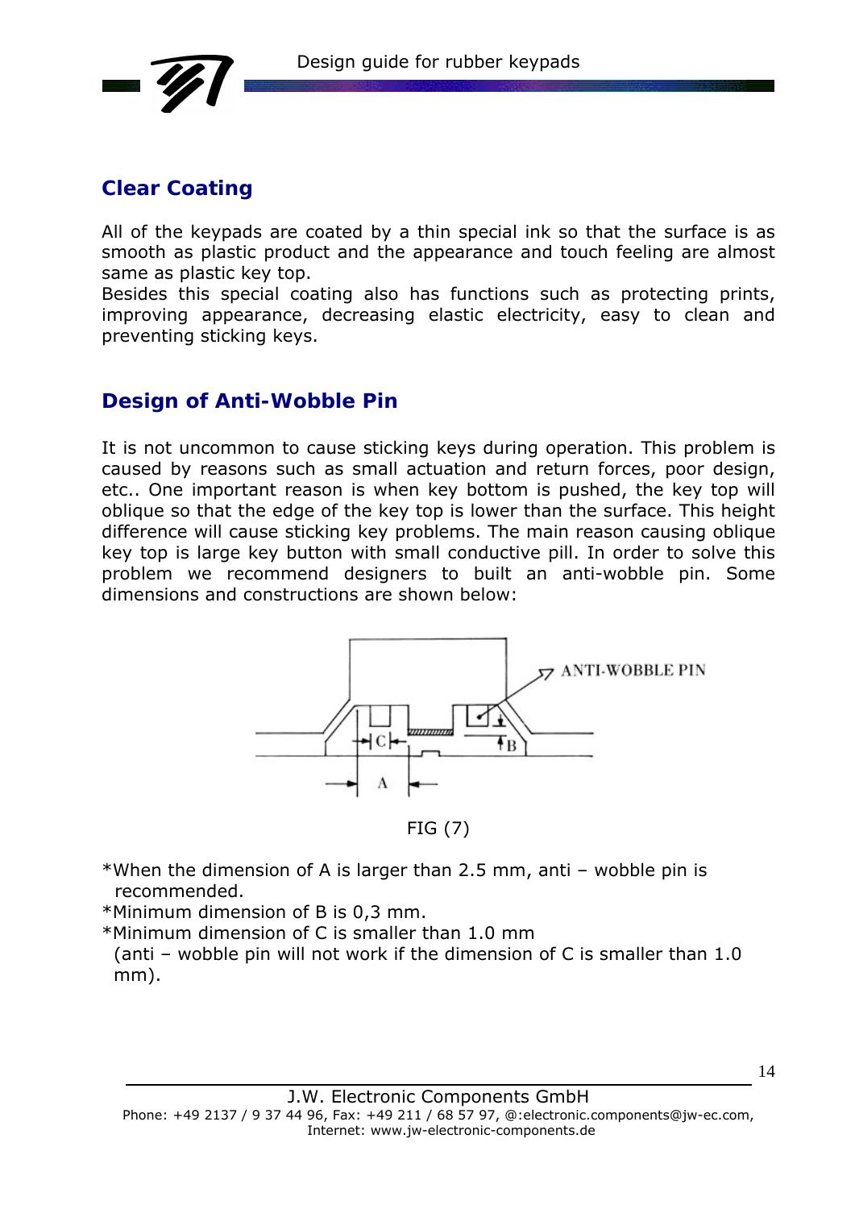## Clear Coating

All of the keypads are coated by a thin special ink so that the surface is as smooth as plastic product and the appearance and touch feeling are almost same as plastic key top.
Besides this special coating also has functions such as protecting prints, improving appearance, decreasing elastic electricity, easy to clean and preventing sticking keys.

## Design of Anti-Wobble Pin

It is not uncommon to cause sticking keys during operation. This problem is caused by reasons such as small actuation and return forces, poor design, etc.. One important reason is when key bottom is pushed, the key top will oblique so that the edge of the key top is lower than the surface. This height difference will cause sticking key problems. The main reason causing oblique key top is large key button with small conductive pill. In order to solve this problem we recommend designers to built an anti-wobble pin. Some dimensions and constructions are shown below:

ANTI-WOBBLE PIN

C B A

FIG (7)

*When the dimension of A is larger than 2.5 mm, anti – wobble pin is recommended.
*Minimum dimension of B is 0,3 mm.
*Minimum dimension of C is smaller than 1.0 mm
(anti – wobble pin will not work if the dimension of C is smaller than 1.0 mm).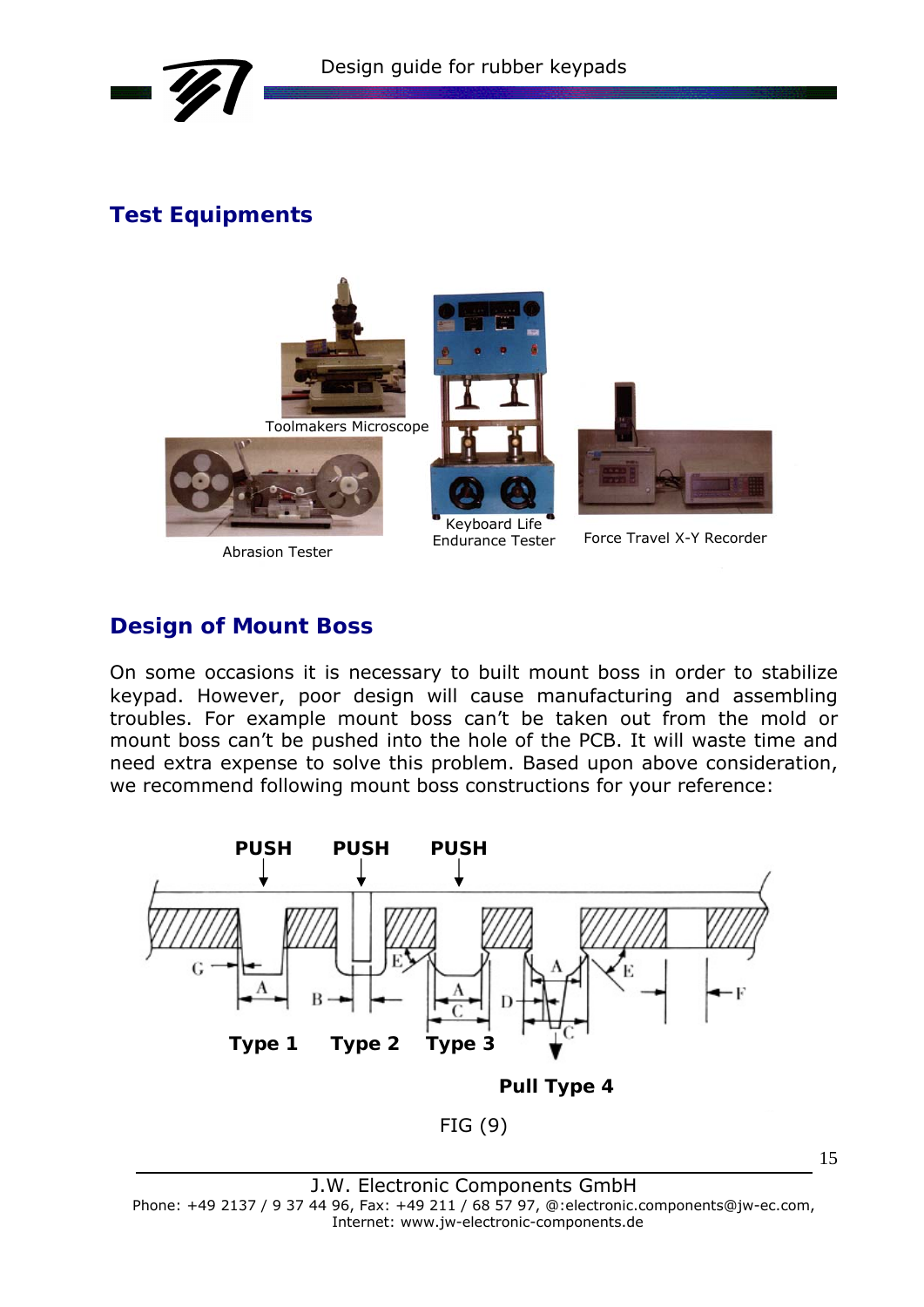## Test Equipments

Toolmakers Microscope

Abrasion Tester

Keyboard Life Endurance Tester

Force Travel X-Y Recorder

## Design of Mount Boss

On some occasions it is necessary to built mount boss in order to stabilize keypad. However, poor design will cause manufacturing and assembling troubles. For example mount boss can't be taken out from the mold or mount boss can't be pushed into the hole of the PCB. It will waste time and need extra expense to solve this problem. Based upon above consideration, we recommend following mount boss constructions for your reference:

PUSH PUSH PUSH

Type 1 Type 2 Type 3

Pull Type 4

FIG (9)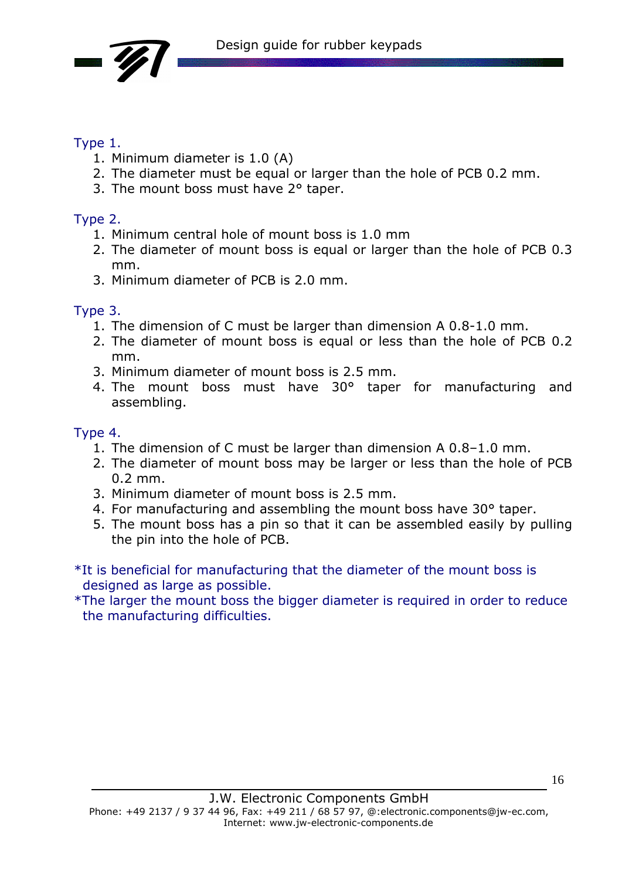Type 1.

1. Minimum diameter is 1.0 (A)
2. The diameter must be equal or larger than the hole of PCB 0.2 mm.
3. The mount boss must have 2° taper.

Type 2.

1. Minimum central hole of mount boss is 1.0 mm
2. The diameter of mount boss is equal or larger than the hole of PCB 0.3 mm.
3. Minimum diameter of PCB is 2.0 mm.

Type 3.

1. The dimension of C must be larger than dimension A 0.8-1.0 mm.
2. The diameter of mount boss is equal or less than the hole of PCB 0.2 mm.
3. Minimum diameter of mount boss is 2.5 mm.
4. The mount boss must have 30° taper for manufacturing and assembling.

Type 4.

1. The dimension of C must be larger than dimension A 0.8–1.0 mm.
2. The diameter of mount boss may be larger or less than the hole of PCB 0.2 mm.
3. Minimum diameter of mount boss is 2.5 mm.
4. For manufacturing and assembling the mount boss have 30° taper.
5. The mount boss has a pin so that it can be assembled easily by pulling the pin into the hole of PCB.

*It is beneficial for manufacturing that the diameter of the mount boss is designed as large as possible.
*The larger the mount boss the bigger diameter is required in order to reduce the manufacturing difficulties.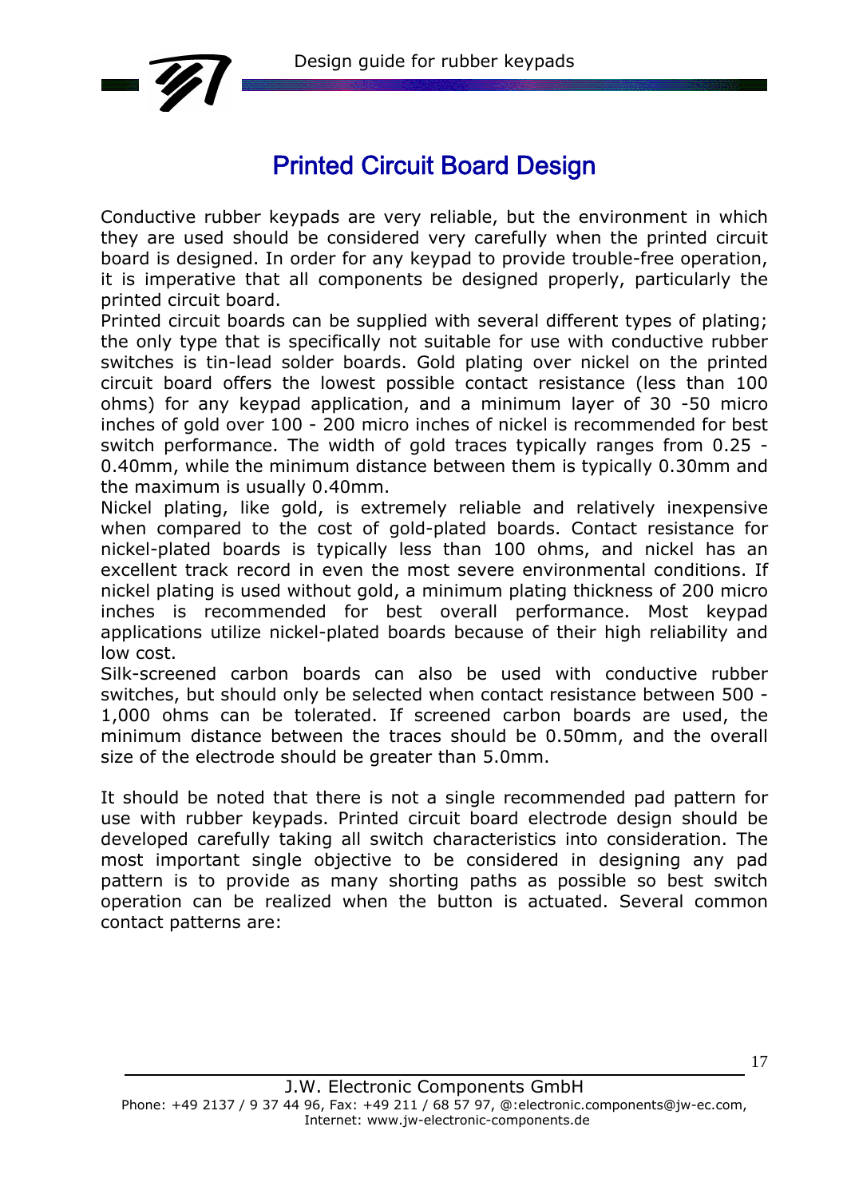## Printed Circuit Board Design

Conductive rubber keypads are very reliable, but the environment in which they are used should be considered very carefully when the printed circuit board is designed. In order for any keypad to provide trouble-free operation, it is imperative that all components be designed properly, particularly the printed circuit board.
Printed circuit boards can be supplied with several different types of plating; the only type that is specifically not suitable for use with conductive rubber switches is tin-lead solder boards. Gold plating over nickel on the printed circuit board offers the lowest possible contact resistance (less than 100 ohms) for any keypad application, and a minimum layer of 30 -50 micro inches of gold over 100 - 200 micro inches of nickel is recommended for best switch performance. The width of gold traces typically ranges from 0.25 - 0.40mm, while the minimum distance between them is typically 0.30mm and the maximum is usually 0.40mm.
Nickel plating, like gold, is extremely reliable and relatively inexpensive when compared to the cost of gold-plated boards. Contact resistance for nickel-plated boards is typically less than 100 ohms, and nickel has an excellent track record in even the most severe environmental conditions. If nickel plating is used without gold, a minimum plating thickness of 200 micro inches is recommended for best overall performance. Most keypad applications utilize nickel-plated boards because of their high reliability and low cost.
Silk-screened carbon boards can also be used with conductive rubber switches, but should only be selected when contact resistance between 500 - 1,000 ohms can be tolerated. If screened carbon boards are used, the minimum distance between the traces should be 0.50mm, and the overall size of the electrode should be greater than 5.0mm.

It should be noted that there is not a single recommended pad pattern for use with rubber keypads. Printed circuit board electrode design should be developed carefully taking all switch characteristics into consideration. The most important single objective to be considered in designing any pad pattern is to provide as many shorting paths as possible so best switch operation can be realized when the button is actuated. Several common contact patterns are: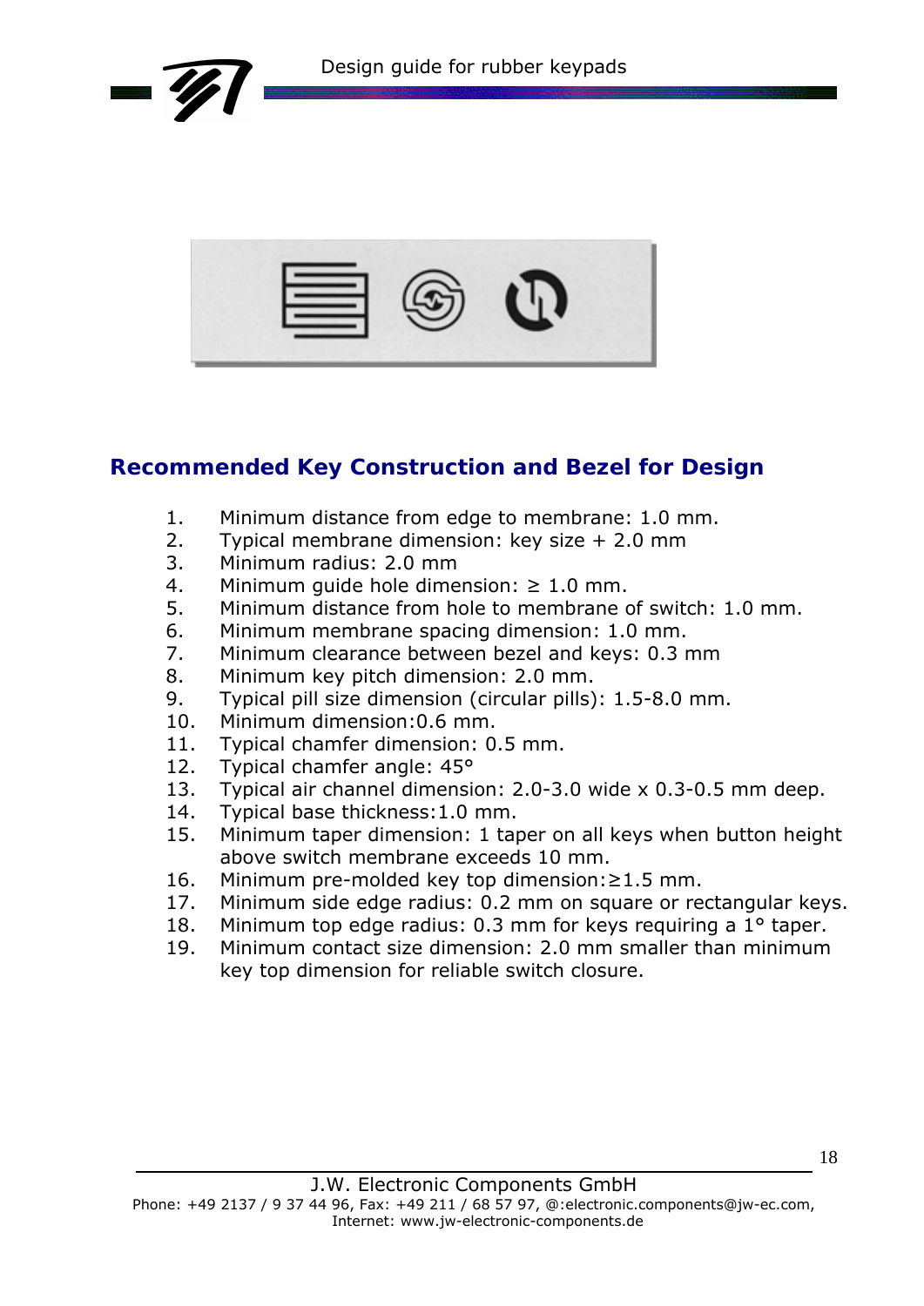## Recommended Key Construction and Bezel for Design

1. Minimum distance from edge to membrane: 1.0 mm.
2. Typical membrane dimension: key size + 2.0 mm
3. Minimum radius: 2.0 mm
4. Minimum guide hole dimension: ≥ 1.0 mm.
5. Minimum distance from hole to membrane of switch: 1.0 mm.
6. Minimum membrane spacing dimension: 1.0 mm.
7. Minimum clearance between bezel and keys: 0.3 mm
8. Minimum key pitch dimension: 2.0 mm.
9. Typical pill size dimension (circular pills): 1.5-8.0 mm.
10. Minimum dimension:0.6 mm.
11. Typical chamfer dimension: 0.5 mm.
12. Typical chamfer angle: 45°
13. Typical air channel dimension: 2.0-3.0 wide x 0.3-0.5 mm deep.
14. Typical base thickness:1.0 mm.
15. Minimum taper dimension: 1 taper on all keys when button height above switch membrane exceeds 10 mm.
16. Minimum pre-molded key top dimension:≥1.5 mm.
17. Minimum side edge radius: 0.2 mm on square or rectangular keys.
18. Minimum top edge radius: 0.3 mm for keys requiring a 1° taper.
19. Minimum contact size dimension: 2.0 mm smaller than minimum key top dimension for reliable switch closure.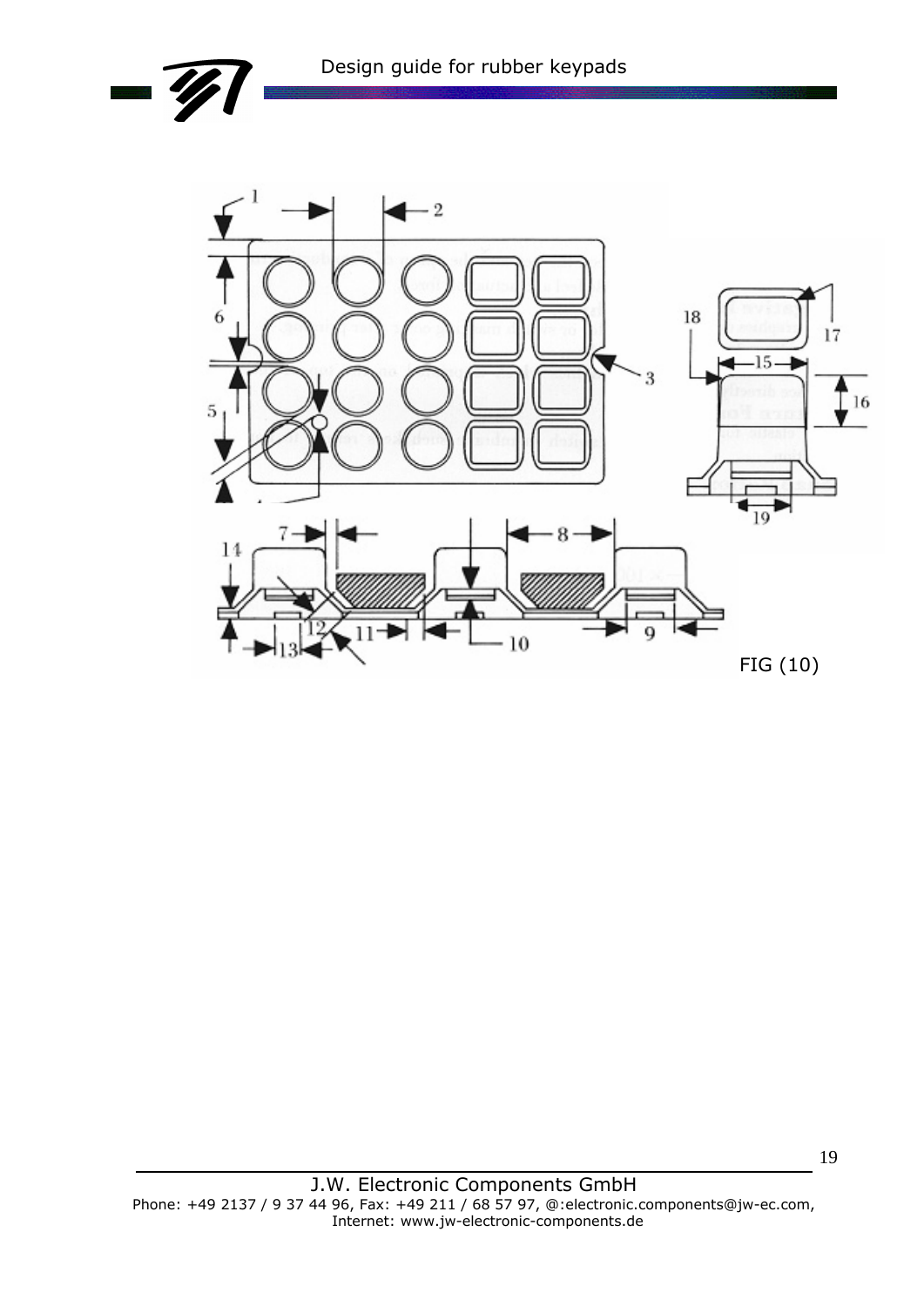1
2
6
3
5
18
17
15
16
19
7
8
14
12
11
10
9
13

FIG (10)